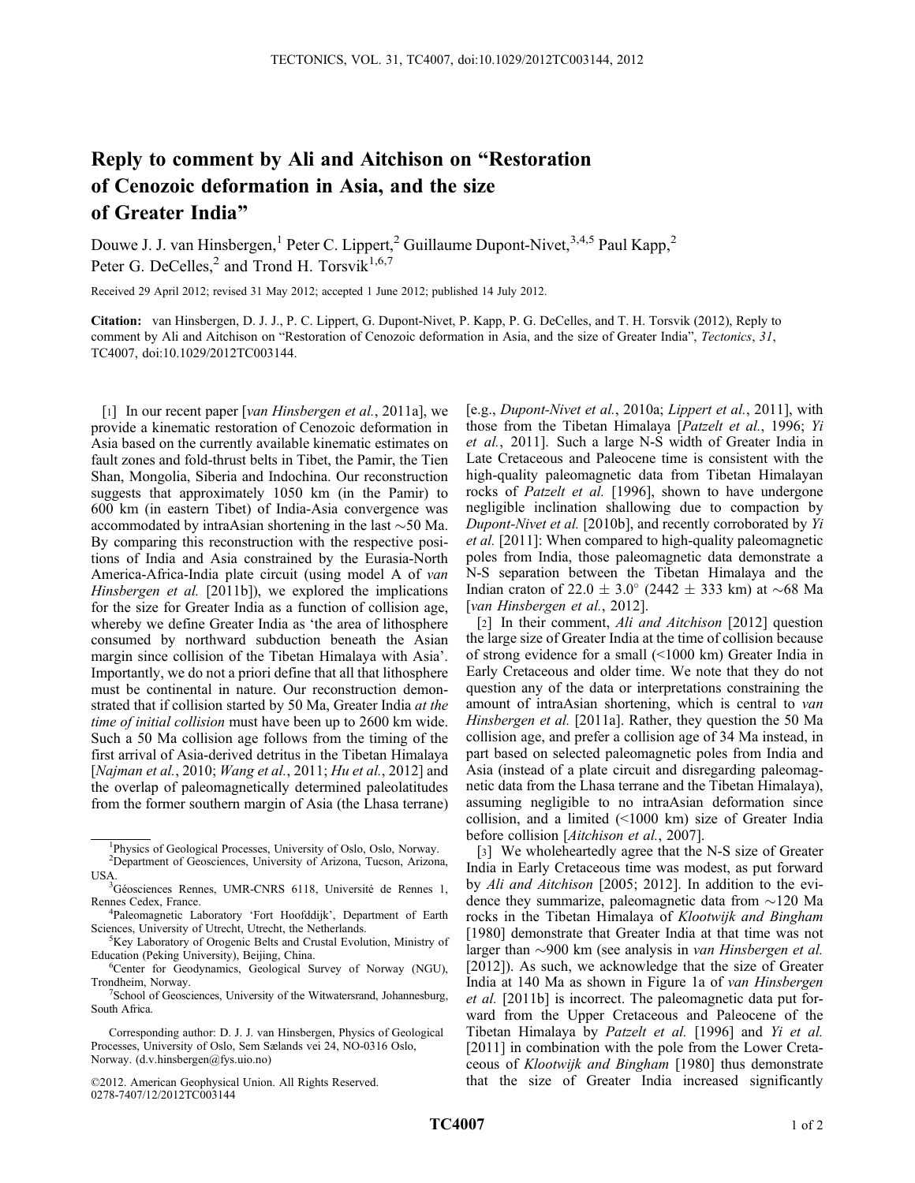# Reply to comment by Ali and Aitchison on "Restoration of Cenozoic deformation in Asia, and the size of Greater India"

Douwe J. J. van Hinsbergen,[1] Peter C. Lippert,[2] Guillaume Dupont-Nivet,[3,4,5] Paul Kapp,[2] Peter G. DeCelles,[2] and Trond H. Torsvik[1,6,7]

Received 29 April 2012; revised 31 May 2012; accepted 1 June 2012; published 14 July 2012.

**Citation:** van Hinsbergen, D. J. J., P. C. Lippert, G. Dupont-Nivet, P. Kapp, P. G. DeCelles, and T. H. Torsvik (2012), Reply to comment by Ali and Aitchison on "Restoration of Cenozoic deformation in Asia, and the size of Greater India", *Tectonics*, *31*, TC4007, doi:10.1029/2012TC003144.

[1] In our recent paper [*van Hinsbergen et al.*, 2011a], we provide a kinematic restoration of Cenozoic deformation in Asia based on the currently available kinematic estimates on fault zones and fold-thrust belts in Tibet, the Pamir, the Tien Shan, Mongolia, Siberia and Indochina. Our reconstruction suggests that approximately 1050 km (in the Pamir) to 600 km (in eastern Tibet) of India-Asia convergence was accommodated by intraAsian shortening in the last ∼50 Ma. By comparing this reconstruction with the respective positions of India and Asia constrained by the Eurasia-North America-Africa-India plate circuit (using model A of *van Hinsbergen et al.* [2011b]), we explored the implications for the size for Greater India as a function of collision age, whereby we define Greater India as 'the area of lithosphere consumed by northward subduction beneath the Asian margin since collision of the Tibetan Himalaya with Asia'. Importantly, we do not a priori define that all that lithosphere must be continental in nature. Our reconstruction demonstrated that if collision started by 50 Ma, Greater India *at the time of initial collision* must have been up to 2600 km wide. Such a 50 Ma collision age follows from the timing of the first arrival of Asia-derived detritus in the Tibetan Himalaya [*Najman et al.*, 2010; *Wang et al.*, 2011; *Hu et al.*, 2012] and the overlap of paleomagnetically determined paleolatitudes from the former southern margin of Asia (the Lhasa terrane) [e.g., *Dupont-Nivet et al.*, 2010a; *Lippert et al.*, 2011], with those from the Tibetan Himalaya [*Patzelt et al.*, 1996; *Yi et al.*, 2011]. Such a large N-S width of Greater India in Late Cretaceous and Paleocene time is consistent with the high-quality paleomagnetic data from Tibetan Himalayan rocks of *Patzelt et al.* [1996], shown to have undergone negligible inclination shallowing due to compaction by *Dupont-Nivet et al.* [2010b], and recently corroborated by *Yi et al.* [2011]: When compared to high-quality paleomagnetic poles from India, those paleomagnetic data demonstrate a N-S separation between the Tibetan Himalaya and the Indian craton of $22.0 \pm 3.0°$ ($2442 \pm 333$ km) at ∼68 Ma [*van Hinsbergen et al.*, 2012].

[2] In their comment, *Ali and Aitchison* [2012] question the large size of Greater India at the time of collision because of strong evidence for a small (<1000 km) Greater India in Early Cretaceous and older time. We note that they do not question any of the data or interpretations constraining the amount of intraAsian shortening, which is central to *van Hinsbergen et al.* [2011a]. Rather, they question the 50 Ma collision age, and prefer a collision age of 34 Ma instead, in part based on selected paleomagnetic poles from India and Asia (instead of a plate circuit and disregarding paleomagnetic data from the Lhasa terrane and the Tibetan Himalaya), assuming negligible to no intraAsian deformation since collision, and a limited (<1000 km) size of Greater India before collision [*Aitchison et al.*, 2007].

[3] We wholeheartedly agree that the N-S size of Greater India in Early Cretaceous time was modest, as put forward by *Ali and Aitchison* [2005; 2012]. In addition to the evidence they summarize, paleomagnetic data from ∼120 Ma rocks in the Tibetan Himalaya of *Klootwijk and Bingham* [1980] demonstrate that Greater India at that time was not larger than ∼900 km (see analysis in *van Hinsbergen et al.* [2012]). As such, we acknowledge that the size of Greater India at 140 Ma as shown in Figure 1a of *van Hinsbergen et al.* [2011b] is incorrect. The paleomagnetic data put forward from the Upper Cretaceous and Paleocene of the Tibetan Himalaya by *Patzelt et al.* [1996] and *Yi et al.* [2011] in combination with the pole from the Lower Cretaceous of *Klootwijk and Bingham* [1980] thus demonstrate that the size of Greater India increased significantly

---

[1] Physics of Geological Processes, University of Oslo, Oslo, Norway.
[2] Department of Geosciences, University of Arizona, Tucson, Arizona, USA.
[3] Géosciences Rennes, UMR-CNRS 6118, Université de Rennes 1, Rennes Cedex, France.
[4] Paleomagnetic Laboratory 'Fort Hoofddijk', Department of Earth Sciences, University of Utrecht, Utrecht, the Netherlands.
[5] Key Laboratory of Orogenic Belts and Crustal Evolution, Ministry of Education (Peking University), Beijing, China.
[6] Center for Geodynamics, Geological Survey of Norway (NGU), Trondheim, Norway.
[7] School of Geosciences, University of the Witwatersrand, Johannesburg, South Africa.

Corresponding author: D. J. J. van Hinsbergen, Physics of Geological Processes, University of Oslo, Sem Sælands vei 24, NO-0316 Oslo, Norway. (d.v.hinsbergen@fys.uio.no)

©2012. American Geophysical Union. All Rights Reserved.
0278-7407/12/2012TC003144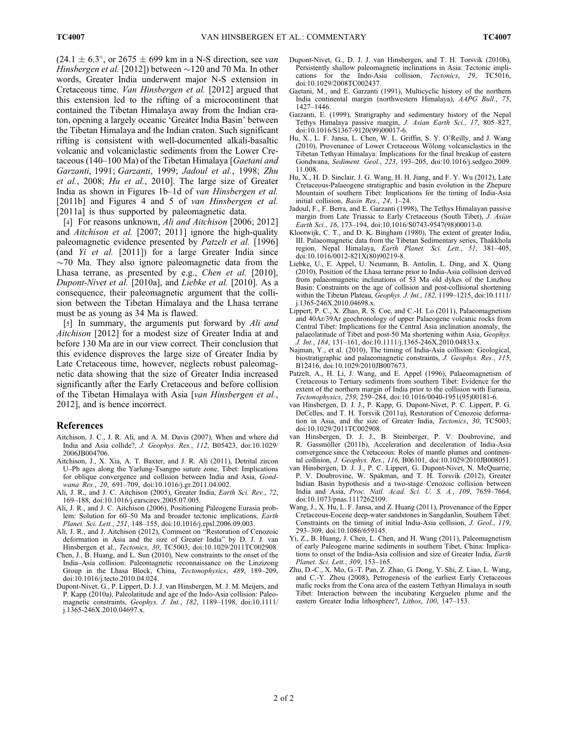(24.1 ± 6.3°, or 2675 ± 699 km in a N-S direction, see *van Hinsbergen et al.* [2012]) between ~120 and 70 Ma. In other words, Greater India underwent major N-S extension in Cretaceous time. *Van Hinsbergen et al.* [2012] argued that this extension led to the rifting of a microcontinent that contained the Tibetan Himalaya away from the Indian craton, opening a largely oceanic 'Greater India Basin' between the Tibetan Himalaya and the Indian craton. Such significant rifting is consistent with well-documented alkali-basaltic volcanic and volcaniclastic sediments from the Lower Cretaceous (140–100 Ma) of the Tibetan Himalaya [*Gaetani and Garzanti*, 1991; *Garzanti*, 1999; *Jadoul et al.*, 1998; *Zhu et al.*, 2008; *Hu et al.*, 2010]. The large size of Greater India as shown in Figures 1b–1d of *van Hinsbergen et al.* [2011b] and Figures 4 and 5 of *van Hinsbergen et al.* [2011a] is thus supported by paleomagnetic data.

[4] For reasons unknown, *Ali and Aitchison* [2006; 2012] and *Aitchison et al.* [2007; 2011] ignore the high-quality paleomagnetic evidence presented by *Patzelt et al.* [1996] (and *Yi et al.* [2011]) for a large Greater India since ~70 Ma. They also ignore paleomagnetic data from the Lhasa terrane, as presented by e.g., *Chen et al.* [2010], *Dupont-Nivet et al.* [2010a], and *Liebke et al.* [2010]. As a consequence, their paleomagnetic argument that the collision between the Tibetan Himalaya and the Lhasa terrane must be as young as 34 Ma is flawed.

[5] In summary, the arguments put forward by *Ali and Aitchison* [2012] for a modest size of Greater India at and before 130 Ma are in our view correct. Their conclusion that this evidence disproves the large size of Greater India by Late Cretaceous time, however, neglects robust paleomagnetic data showing that the size of Greater India increased significantly after the Early Cretaceous and before collision of the Tibetan Himalaya with Asia [*van Hinsbergen et al.*, 2012], and is hence incorrect.

## References

Aitchison, J. C., J. R. Ali, and A. M. Davis (2007), When and where did India and Asia collide?, *J. Geophys. Res.*, *112*, B05423, doi:10.1029/2006JB004706.

Aitchison, J., X. Xia, A. T. Baxter, and J. R. Ali (2011), Detrital zircon U–Pb ages along the Yarlung-Tsangpo suture zone, Tibet: Implications for oblique convergence and collision between India and Asia, *Gondwana Res.*, *20*, 691–709, doi:10.1016/j.gr.2011.04.002.

Ali, J. R., and J. C. Aitchison (2005), Greater India, *Earth Sci. Rev.*, *72*, 169–188, doi:10.1016/j.earscirev.2005.07.005.

Ali, J. R., and J. C. Aitchison (2006), Positioning Paleogene Eurasia problem: Solution for 60–50 Ma and broader tectonic implications, *Earth Planet. Sci. Lett.*, *251*, 148–155, doi:10.1016/j.epsl.2006.09.003.

Ali, J. R., and J. Aitchison (2012), Comment on "Restoration of Cenozoic deformation in Asia and the size of Greater India" by D. J. J. van Hinsbergen et al., *Tectonics*, *30*, TC5003, doi:10.1029/2011TC002908.

Chen, J., B. Huang, and L. Sun (2010), New constraints to the onset of the India–Asia collision: Paleomagnetic reconnaissance on the Linzizong Group in the Lhasa Block, China, *Tectonophysics*, *489*, 189–209, doi:10.1016/j.tecto.2010.04.024.

Dupont-Nivet, G., P. Lippert, D. J. J. van Hinsbergen, M. J. M. Meijers, and P. Kapp (2010a), Paleolatitude and age of the Indo-Asia collision: Paleomagnetic constraints, *Geophys. J. Int.*, *182*, 1189–1198, doi:10.1111/j.1365-246X.2010.04697.x.

Dupont-Nivet, G., D. J. J. van Hinsbergen, and T. H. Torsvik (2010b), Persistently shallow paleomagnetic inclinations in Asia: Tectonic implications for the Indo-Asia collision, *Tectonics*, *29*, TC5016, doi:10.1029/2008TC002437.

Gaetani, M., and E. Garzanti (1991), Multicyclic history of the northern India continental margin (northwestern Himalaya), *AAPG Bull.*, *75*, 1427–1446.

Garzanti, E. (1999), Stratigraphy and sedimentary history of the Nepal Tethys Himalaya passive margin, *J. Asian Earth Sci.*, *17*, 805–827, doi:10.1016/S1367-9120(99)00017-6.

Hu, X., L. F. Jansa, L. Chen, W. L. Griffin, S. Y. O'Reilly, and J. Wang (2010), Provenance of Lower Cretaceous Wölong volcaniclastics in the Tibetan Tethyan Himalaya: Implications for the final breakup of eastern Gondwana, *Sediment. Geol.*, *223*, 193–205, doi:10.1016/j.sedgeo.2009.11.008.

Hu, X., H. D. Sinclair, J. G. Wang, H. H. Jiang, and F. Y. Wu (2012), Late Cretaceous-Palaeogene stratigraphic and basin evolution in the Zhepure Mountain of southern Tibet: Implications for the timing of India-Asia initial collision, *Basin Res.*, *24*, 1–24.

Jadoul, F., F. Berra, and E. Garzanti (1998), The Tethys Himalayan passive margin from Late Triassic to Early Cretaceous (South Tibet), *J. Asian Earth Sci.*, *16*, 173–194, doi:10.1016/S0743-9547(98)00013-0.

Klootwijk, C. T., and D. K. Bingham (1980), The extent of greater India, III. Palaeomagnetic data from the Tibetan Sedimentary series, Thakkhola region, Nepal Himalaya, *Earth Planet. Sci. Lett.*, *51*, 381–405, doi:10.1016/0012-821X(80)90219-8.

Liebke, U., E. Appel, U. Neumann, B. Antolin, L. Ding, and X. Qiang (2010), Position of the Lhasa terrane prior to India-Asia collision derived from palaeomagnetic inclinations of 53 Ma old dykes of the Linzhou Basin: Constraints on the age of collision and post-collisional shortening within the Tibetan Plateau, *Geophys. J. Int.*, *182*, 1199–1215, doi:10.1111/j.1365-246X.2010.04698.x.

Lippert, P. C., X. Zhao, R. S. Coe, and C.-H. Lo (2011), Palaeomagnetism and 40Ar/39Ar geochronology of upper Palaeogene volcanic rocks from Central Tibet: Implications for the Central Asia inclination anomaly, the palaeolatitude of Tibet and post-50 Ma shortening within Asia, *Geophys. J. Int.*, *184*, 131–161, doi:10.1111/j.1365-246X.2010.04833.x.

Najman, Y., et al. (2010), The timing of India-Asia collision: Geological, biostratigraphic and palaeomagnetic constraints, *J. Geophys. Res.*, *115*, B12416, doi:10.1029/2010JB007673.

Patzelt, A., H. Li, J. Wang, and E. Appel (1996), Palaeomagnetism of Cretaceous to Tertiary sediments from southern Tibet: Evidence for the extent of the northern margin of India prior to the collision with Eurasia, *Tectonophysics*, *259*, 259–284, doi:10.1016/0040-1951(95)00181-6.

van Hinsbergen, D. J. J., P. Kapp, G. Dupont-Nivet, P. C. Lippert, P. G. DeCelles, and T. H. Torsvik (2011a), Restoration of Cenozoic deformation in Asia, and the size of Greater India, *Tectonics*, *30*, TC5003, doi:10.1029/2011TC002908.

van Hinsbergen, D. J. J., B. Steinberger, P. V. Doubrovine, and R. Gassmöller (2011b), Acceleration and deceleration of India-Asia convergence since the Cretaceous: Roles of mantle plumes and continental collision, *J. Geophys. Res.*, *116*, B06101, doi:10.1029/2010JB008051.

van Hinsbergen, D. J. J., P. C. Lippert, G. Dupont-Nivet, N. McQuarrie, P. V. Doubrovine, W. Spakman, and T. H. Torsvik (2012), Greater Indian Basin hypothesis and a two-stage Cenozoic collision between India and Asia, *Proc. Natl. Acad. Sci. U. S. A.*, *109*, 7659–7664, doi:10.1073/pnas.1117262109.

Wang, J., X. Hu, L. F. Jansa, and Z. Huang (2011), Provenance of the Epper Cretaceous-Eocene deep-water sandstones in Sangdanlin, Southern Tibet: Constraints on the timing of initial India-Asia collision, *J. Geol.*, *119*, 293–309, doi:10.1086/659145.

Yi, Z., B. Huang, J. Chen, L. Chen, and H. Wang (2011), Paleomagnetism of early Paleogene marine sediments in southern Tibet, China: Implications to onset of the India-Asia collision and size of Greater India, *Earth Planet. Sci. Lett.*, *309*, 153–165.

Zhu, D.-C., X. Mo, G.-T. Pan, Z. Zhao, G. Dong, Y. Shi, Z. Liao, L. Wang, and C.-Y. Zhou (2008), Petrogenesis of the earliest Early Cretaceous mafic rocks from the Cona area of the eastern Tethyan Himalaya in south Tibet: Interaction between the incubating Kerguelen plume and the eastern Greater India lithosphere?, *Lithos*, *100*, 147–153.